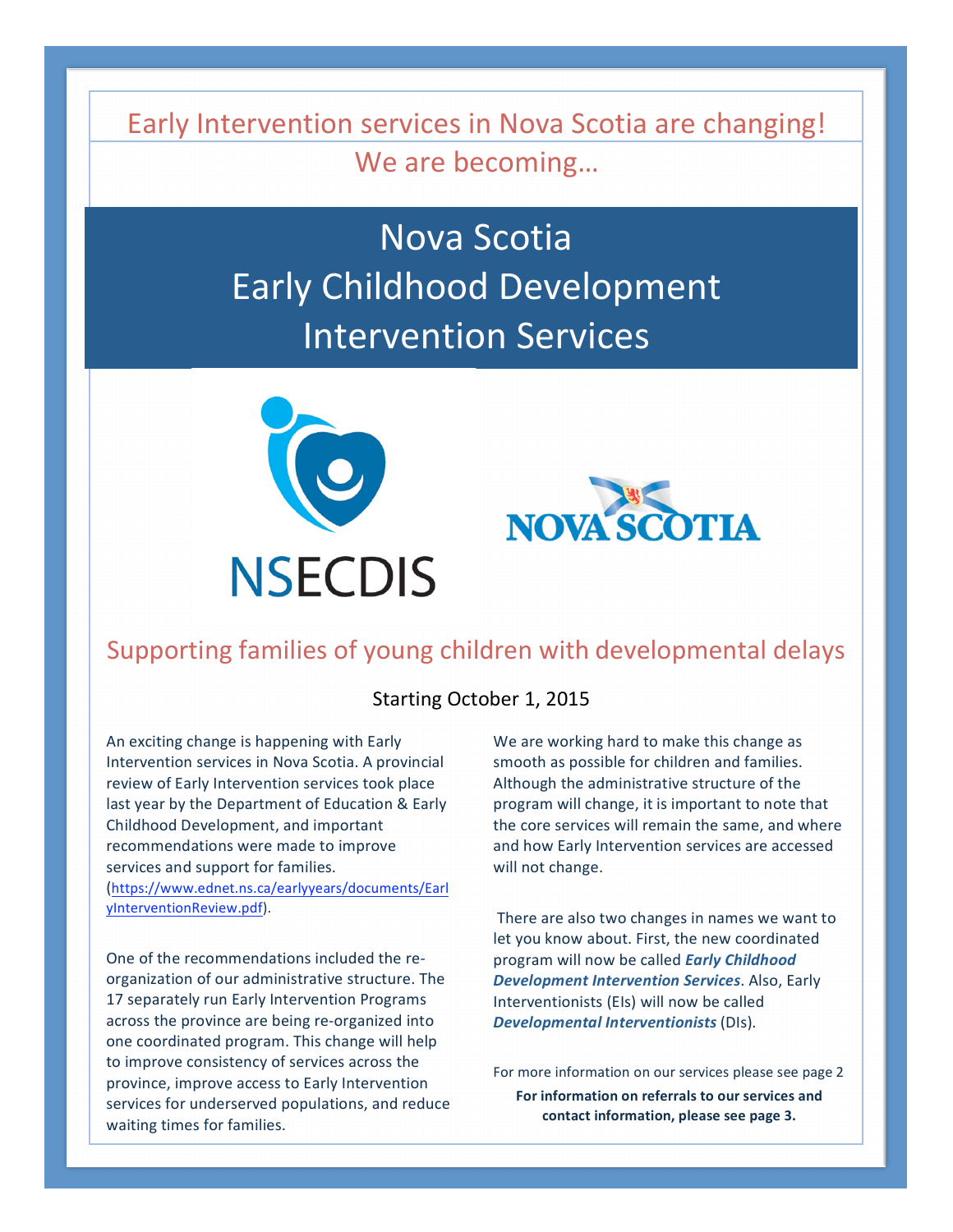Early Intervention services in Nova Scotia are changing!

We are becoming…

# Nova Scotia Early Childhood Development Intervention Services

NSECDIS

NOVA SCOTIA

## Supporting families of young children with developmental delays

Starting October 1, 2015

An exciting change is happening with Early Intervention services in Nova Scotia. A provincial review of Early Intervention services took place last year by the Department of Education & Early Childhood Development, and important recommendations were made to improve services and support for families. (https://www.ednet.ns.ca/earlyyears/documents/EarlyInterventionReview.pdf).

One of the recommendations included the re-organization of our administrative structure. The 17 separately run Early Intervention Programs across the province are being re-organized into one coordinated program. This change will help to improve consistency of services across the province, improve access to Early Intervention services for underserved populations, and reduce waiting times for families.

We are working hard to make this change as smooth as possible for children and families. Although the administrative structure of the program will change, it is important to note that the core services will remain the same, and where and how Early Intervention services are accessed will not change.

There are also two changes in names we want to let you know about. First, the new coordinated program will now be called ***Early Childhood Development Intervention Services***. Also, Early Interventionists (EIs) will now be called ***Developmental Interventionists*** (DIs).

For more information on our services please see page 2

**For information on referrals to our services and contact information, please see page 3.**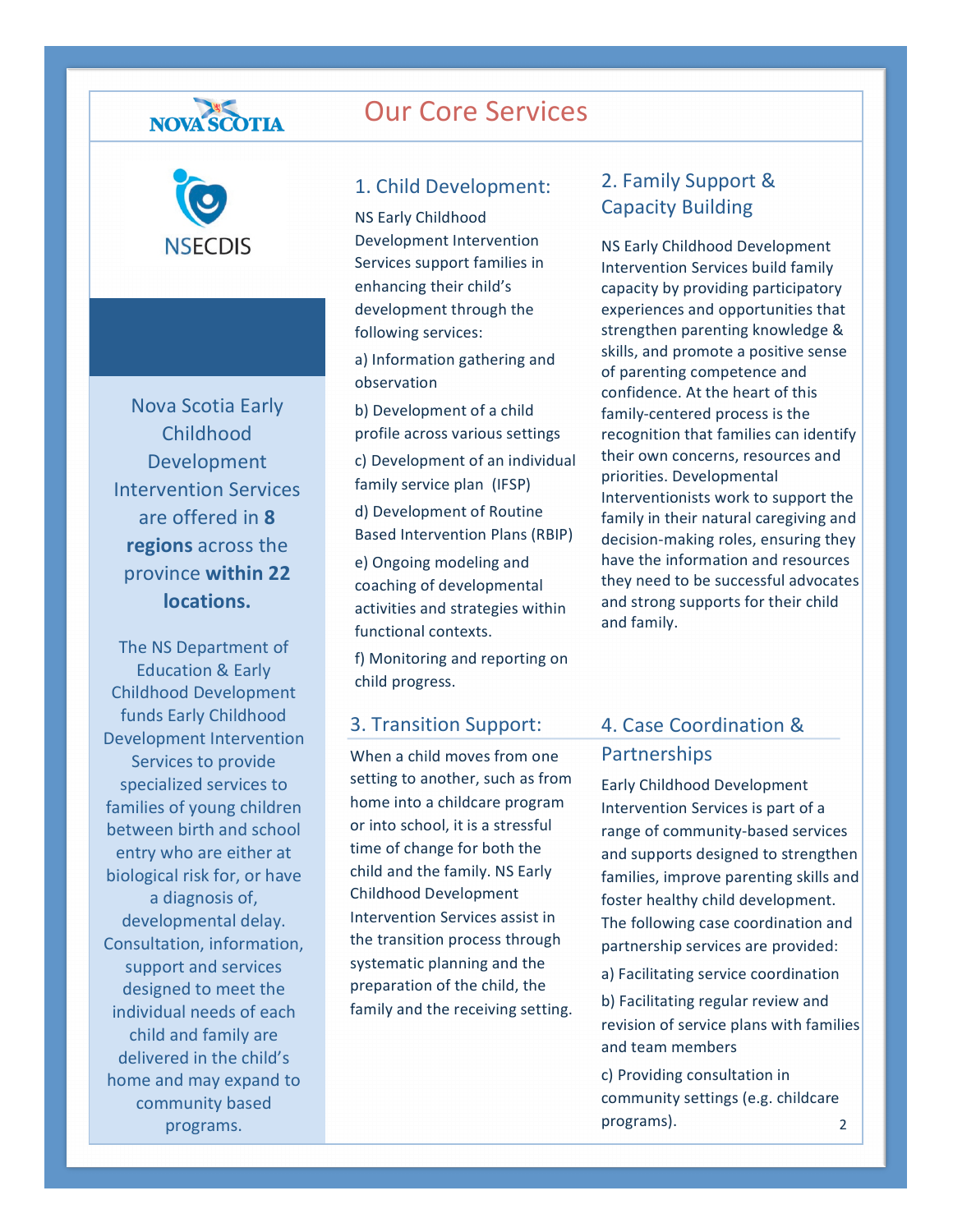NOVA SCOTIA

# Our Core Services

NSECDIS

Nova Scotia Early Childhood Development Intervention Services are offered in **8 regions** across the province **within 22 locations.**

The NS Department of Education & Early Childhood Development funds Early Childhood Development Intervention Services to provide specialized services to families of young children between birth and school entry who are either at biological risk for, or have a diagnosis of, developmental delay. Consultation, information, support and services designed to meet the individual needs of each child and family are delivered in the child's home and may expand to community based programs.

## 1. Child Development:

NS Early Childhood Development Intervention Services support families in enhancing their child's development through the following services:

a) Information gathering and observation

b) Development of a child profile across various settings

c) Development of an individual family service plan (IFSP)

d) Development of Routine Based Intervention Plans (RBIP)

e) Ongoing modeling and coaching of developmental activities and strategies within functional contexts.

f) Monitoring and reporting on child progress.

## 2. Family Support & Capacity Building

NS Early Childhood Development Intervention Services build family capacity by providing participatory experiences and opportunities that strengthen parenting knowledge & skills, and promote a positive sense of parenting competence and confidence. At the heart of this family-centered process is the recognition that families can identify their own concerns, resources and priorities. Developmental Interventionists work to support the family in their natural caregiving and decision-making roles, ensuring they have the information and resources they need to be successful advocates and strong supports for their child and family.

## 3. Transition Support:

When a child moves from one setting to another, such as from home into a childcare program or into school, it is a stressful time of change for both the child and the family. NS Early Childhood Development Intervention Services assist in the transition process through systematic planning and the preparation of the child, the family and the receiving setting.

## 4. Case Coordination & Partnerships

Early Childhood Development Intervention Services is part of a range of community-based services and supports designed to strengthen families, improve parenting skills and foster healthy child development. The following case coordination and partnership services are provided:

a) Facilitating service coordination

b) Facilitating regular review and revision of service plans with families and team members

c) Providing consultation in community settings (e.g. childcare programs).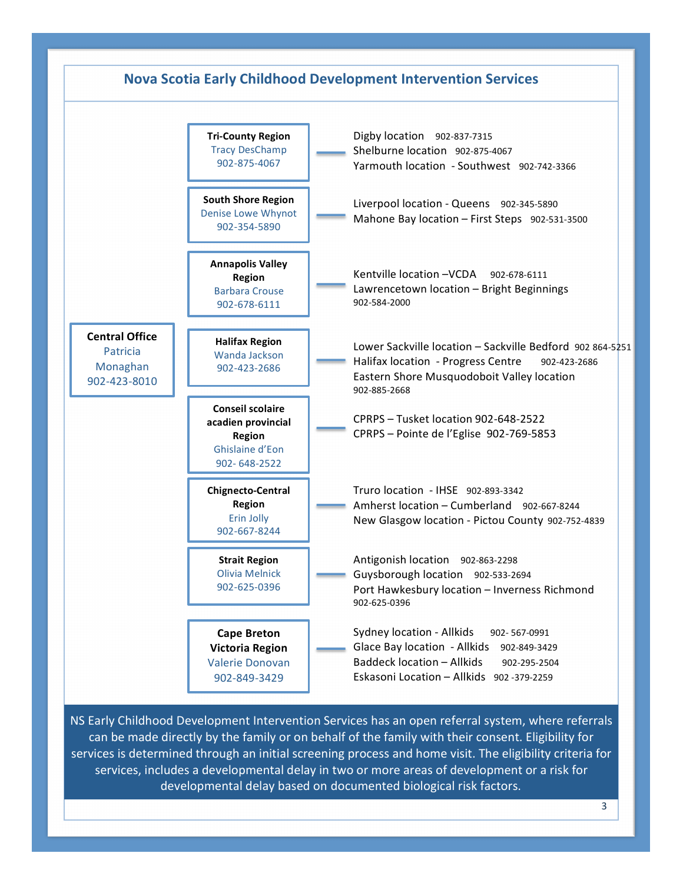## Nova Scotia Early Childhood Development Intervention Services

**Central Office**
Patricia Monaghan
902-423-8010

**Tri-County Region**
Tracy DesChamp
902-875-4067

- Digby location 902-837-7315
- Shelburne location 902-875-4067
- Yarmouth location - Southwest 902-742-3366

**South Shore Region**
Denise Lowe Whynot
902-354-5890

- Liverpool location - Queens 902-345-5890
- Mahone Bay location – First Steps 902-531-3500

**Annapolis Valley Region**
Barbara Crouse
902-678-6111

- Kentville location –VCDA 902-678-6111
- Lawrencetown location – Bright Beginnings 902-584-2000

**Halifax Region**
Wanda Jackson
902-423-2686

- Lower Sackville location – Sackville Bedford 902 864-5251
- Halifax location - Progress Centre 902-423-2686
- Eastern Shore Musquodoboit Valley location 902-885-2668

**Conseil scolaire acadien provincial Region**
Ghislaine d'Eon
902- 648-2522

- CPRPS – Tusket location 902-648-2522
- CPRPS – Pointe de l'Eglise 902-769-5853

**Chignecto-Central Region**
Erin Jolly
902-667-8244

- Truro location - IHSE 902-893-3342
- Amherst location – Cumberland 902-667-8244
- New Glasgow location - Pictou County 902-752-4839

**Strait Region**
Olivia Melnick
902-625-0396

- Antigonish location 902-863-2298
- Guysborough location 902-533-2694
- Port Hawkesbury location – Inverness Richmond 902-625-0396

**Cape Breton Victoria Region**
Valerie Donovan
902-849-3429

- Sydney location - Allkids 902- 567-0991
- Glace Bay location - Allkids 902-849-3429
- Baddeck location – Allkids 902-295-2504
- Eskasoni Location – Allkids 902 -379-2259

NS Early Childhood Development Intervention Services has an open referral system, where referrals can be made directly by the family or on behalf of the family with their consent. Eligibility for services is determined through an initial screening process and home visit. The eligibility criteria for services, includes a developmental delay in two or more areas of development or a risk for developmental delay based on documented biological risk factors.